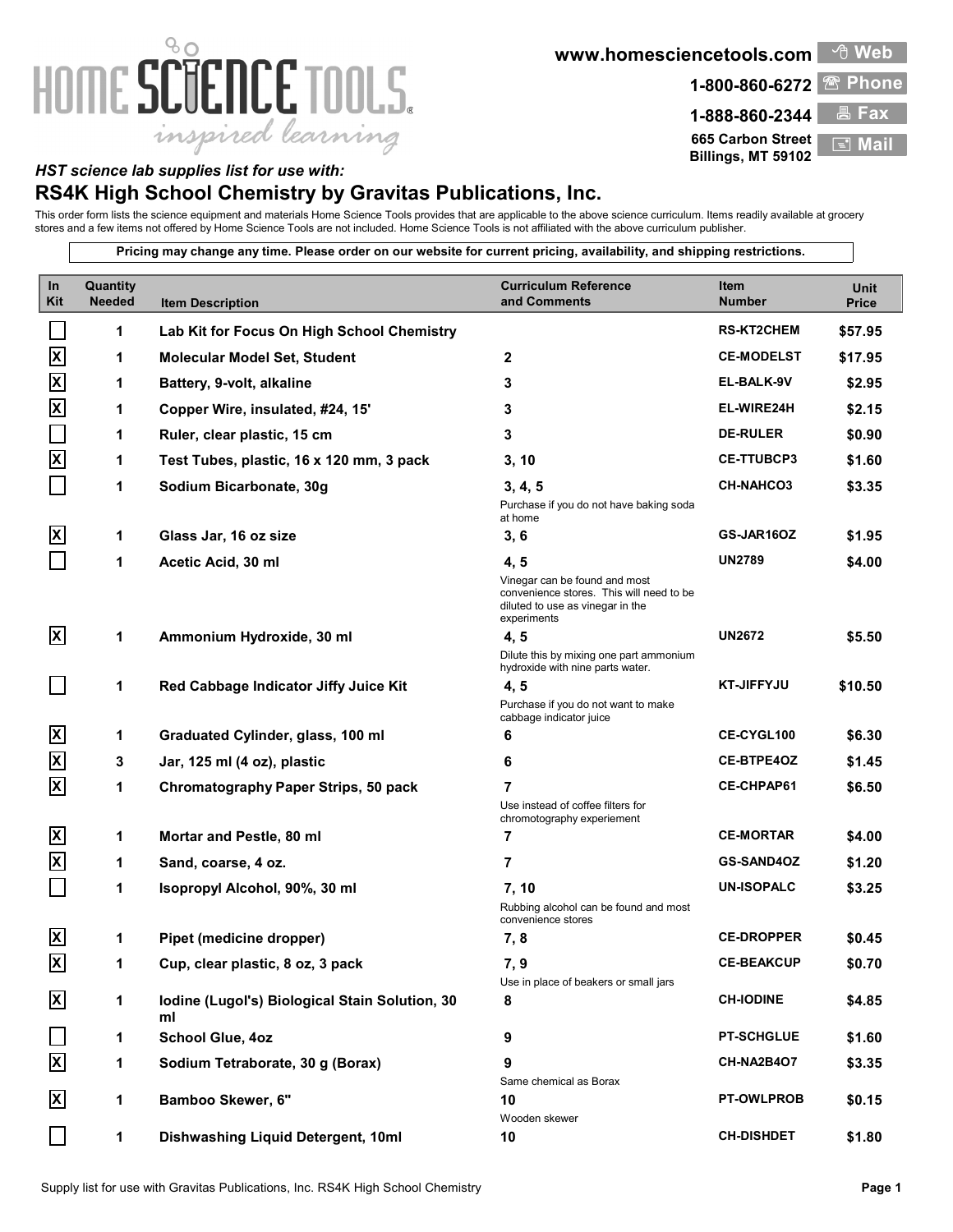www.homesciencetools.com Web
1-800-860-6272 Phone
1-888-860-2344 Fax
665 Carbon Street
Billings, MT 59102 Mail

*HST science lab supplies list for use with:*

## RS4K High School Chemistry by Gravitas Publications, Inc.

This order form lists the science equipment and materials Home Science Tools provides that are applicable to the above science curriculum. Items readily available at grocery stores and a few items not offered by Home Science Tools are not included. Home Science Tools is not affiliated with the above curriculum publisher.

**Pricing may change any time. Please order on our website for current pricing, availability, and shipping restrictions.**

| In Kit | Quantity Needed | Item Description | Curriculum Reference and Comments | Item Number | Unit Price |
|---|---|---|---|---|---|
| | 1 | **Lab Kit for Focus On High School Chemistry** | | RS-KT2CHEM | $57.95 |
| X | 1 | **Molecular Model Set, Student** | 2 | CE-MODELST | $17.95 |
| X | 1 | **Battery, 9-volt, alkaline** | 3 | EL-BALK-9V | $2.95 |
| X | 1 | **Copper Wire, insulated, #24, 15'** | 3 | EL-WIRE24H | $2.15 |
| | 1 | **Ruler, clear plastic, 15 cm** | 3 | DE-RULER | $0.90 |
| X | 1 | **Test Tubes, plastic, 16 x 120 mm, 3 pack** | 3, 10 | CE-TTUBCP3 | $1.60 |
| | 1 | **Sodium Bicarbonate, 30g** | 3, 4, 5<br>Purchase if you do not have baking soda at home | CH-NAHCO3 | $3.35 |
| X | 1 | **Glass Jar, 16 oz size** | 3, 6 | GS-JAR16OZ | $1.95 |
| | 1 | **Acetic Acid, 30 ml** | 4, 5<br>Vinegar can be found and most convenience stores. This will need to be diluted to use as vinegar in the experiments | UN2789 | $4.00 |
| X | 1 | **Ammonium Hydroxide, 30 ml** | 4, 5<br>Dilute this by mixing one part ammonium hydroxide with nine parts water. | UN2672 | $5.50 |
| | 1 | **Red Cabbage Indicator Jiffy Juice Kit** | 4, 5<br>Purchase if you do not want to make cabbage indicator juice | KT-JIFFYJU | $10.50 |
| X | 1 | **Graduated Cylinder, glass, 100 ml** | 6 | CE-CYGL100 | $6.30 |
| X | 3 | **Jar, 125 ml (4 oz), plastic** | 6 | CE-BTPE4OZ | $1.45 |
| X | 1 | **Chromatography Paper Strips, 50 pack** | 7<br>Use instead of coffee filters for chromotography experiement | CE-CHPAP61 | $6.50 |
| X | 1 | **Mortar and Pestle, 80 ml** | 7 | CE-MORTAR | $4.00 |
| X | 1 | **Sand, coarse, 4 oz.** | 7 | GS-SAND4OZ | $1.20 |
| | 1 | **Isopropyl Alcohol, 90%, 30 ml** | 7, 10<br>Rubbing alcohol can be found and most convenience stores | UN-ISOPALC | $3.25 |
| X | 1 | **Pipet (medicine dropper)** | 7, 8 | CE-DROPPER | $0.45 |
| X | 1 | **Cup, clear plastic, 8 oz, 3 pack** | 7, 9<br>Use in place of beakers or small jars | CE-BEAKCUP | $0.70 |
| X | 1 | **Iodine (Lugol's) Biological Stain Solution, 30 ml** | 8 | CH-IODINE | $4.85 |
| | 1 | **School Glue, 4oz** | 9 | PT-SCHGLUE | $1.60 |
| X | 1 | **Sodium Tetraborate, 30 g (Borax)** | 9<br>Same chemical as Borax | CH-NA2B4O7 | $3.35 |
| X | 1 | **Bamboo Skewer, 6"** | 10<br>Wooden skewer | PT-OWLPROB | $0.15 |
| | 1 | **Dishwashing Liquid Detergent, 10ml** | 10 | CH-DISHDET | $1.80 |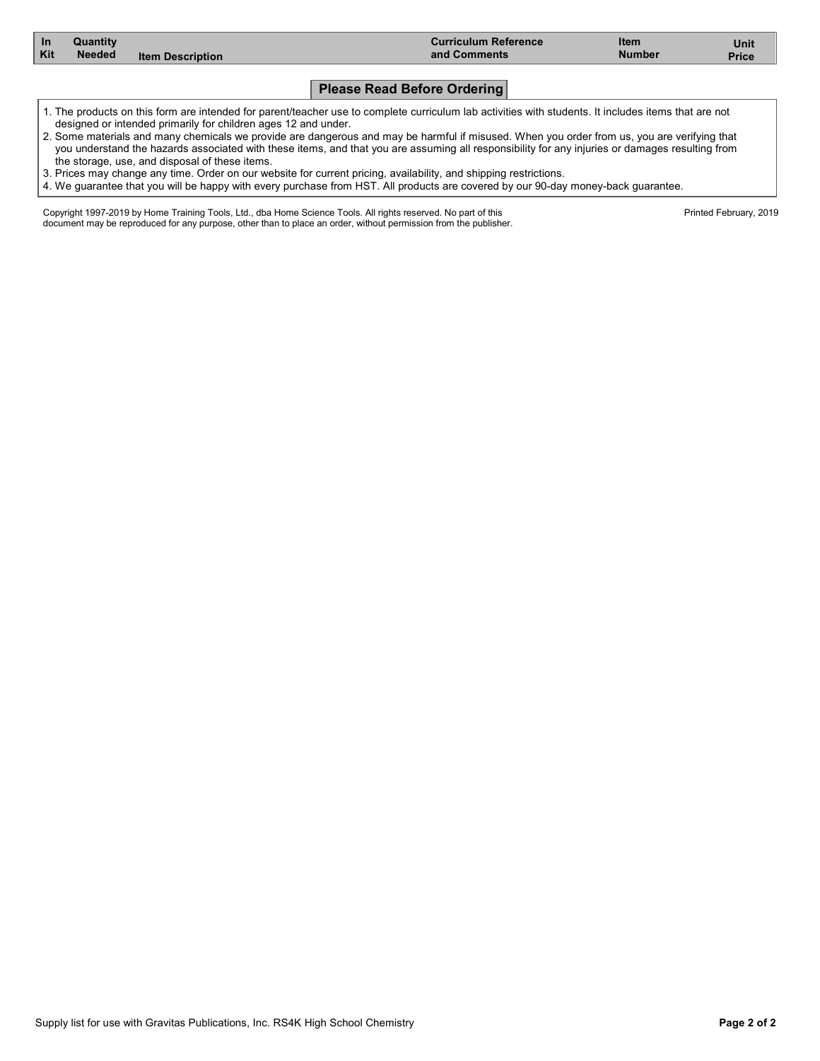| In Kit | Quantity Needed | Item Description | Curriculum Reference and Comments | Item Number | Unit Price |
|---|---|---|---|---|---|

## Please Read Before Ordering

1. The products on this form are intended for parent/teacher use to complete curriculum lab activities with students. It includes items that are not designed or intended primarily for children ages 12 and under.
2. Some materials and many chemicals we provide are dangerous and may be harmful if misused. When you order from us, you are verifying that you understand the hazards associated with these items, and that you are assuming all responsibility for any injuries or damages resulting from the storage, use, and disposal of these items.
3. Prices may change any time. Order on our website for current pricing, availability, and shipping restrictions.
4. We guarantee that you will be happy with every purchase from HST. All products are covered by our 90-day money-back guarantee.

Copyright 1997-2019 by Home Training Tools, Ltd., dba Home Science Tools. All rights reserved. No part of this document may be reproduced for any purpose, other than to place an order, without permission from the publisher.

Printed February, 2019